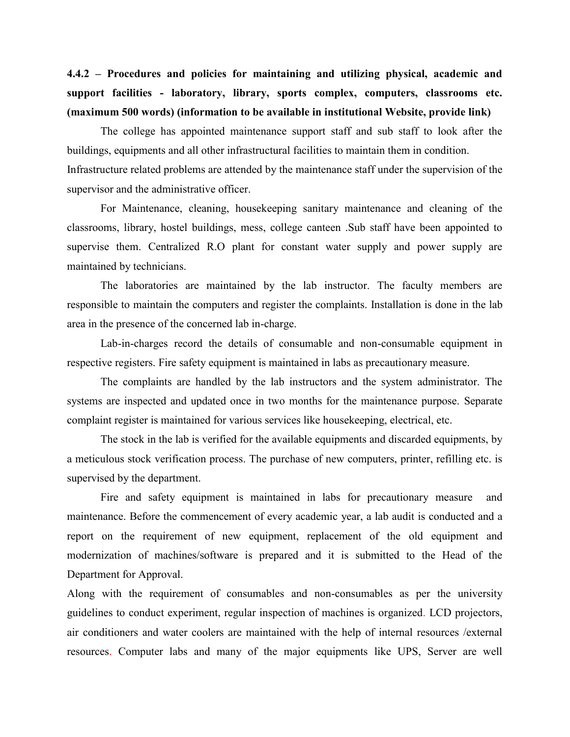**4.4.2 – Procedures and policies for maintaining and utilizing physical, academic and support facilities - laboratory, library, sports complex, computers, classrooms etc. (maximum 500 words) (information to be available in institutional Website, provide link)**

The college has appointed maintenance support staff and sub staff to look after the buildings, equipments and all other infrastructural facilities to maintain them in condition. Infrastructure related problems are attended by the maintenance staff under the supervision of the supervisor and the administrative officer.

For Maintenance, cleaning, housekeeping sanitary maintenance and cleaning of the classrooms, library, hostel buildings, mess, college canteen .Sub staff have been appointed to supervise them. Centralized R.O plant for constant water supply and power supply are maintained by technicians.

The laboratories are maintained by the lab instructor. The faculty members are responsible to maintain the computers and register the complaints. Installation is done in the lab area in the presence of the concerned lab in-charge.

Lab-in-charges record the details of consumable and non-consumable equipment in respective registers. Fire safety equipment is maintained in labs as precautionary measure.

The complaints are handled by the lab instructors and the system administrator. The systems are inspected and updated once in two months for the maintenance purpose. Separate complaint register is maintained for various services like housekeeping, electrical, etc.

The stock in the lab is verified for the available equipments and discarded equipments, by a meticulous stock verification process. The purchase of new computers, printer, refilling etc. is supervised by the department.

Fire and safety equipment is maintained in labs for precautionary measure and maintenance. Before the commencement of every academic year, a lab audit is conducted and a report on the requirement of new equipment, replacement of the old equipment and modernization of machines/software is prepared and it is submitted to the Head of the Department for Approval.

Along with the requirement of consumables and non-consumables as per the university guidelines to conduct experiment, regular inspection of machines is organized. LCD projectors, air conditioners and water coolers are maintained with the help of internal resources /external resources. Computer labs and many of the major equipments like UPS, Server are well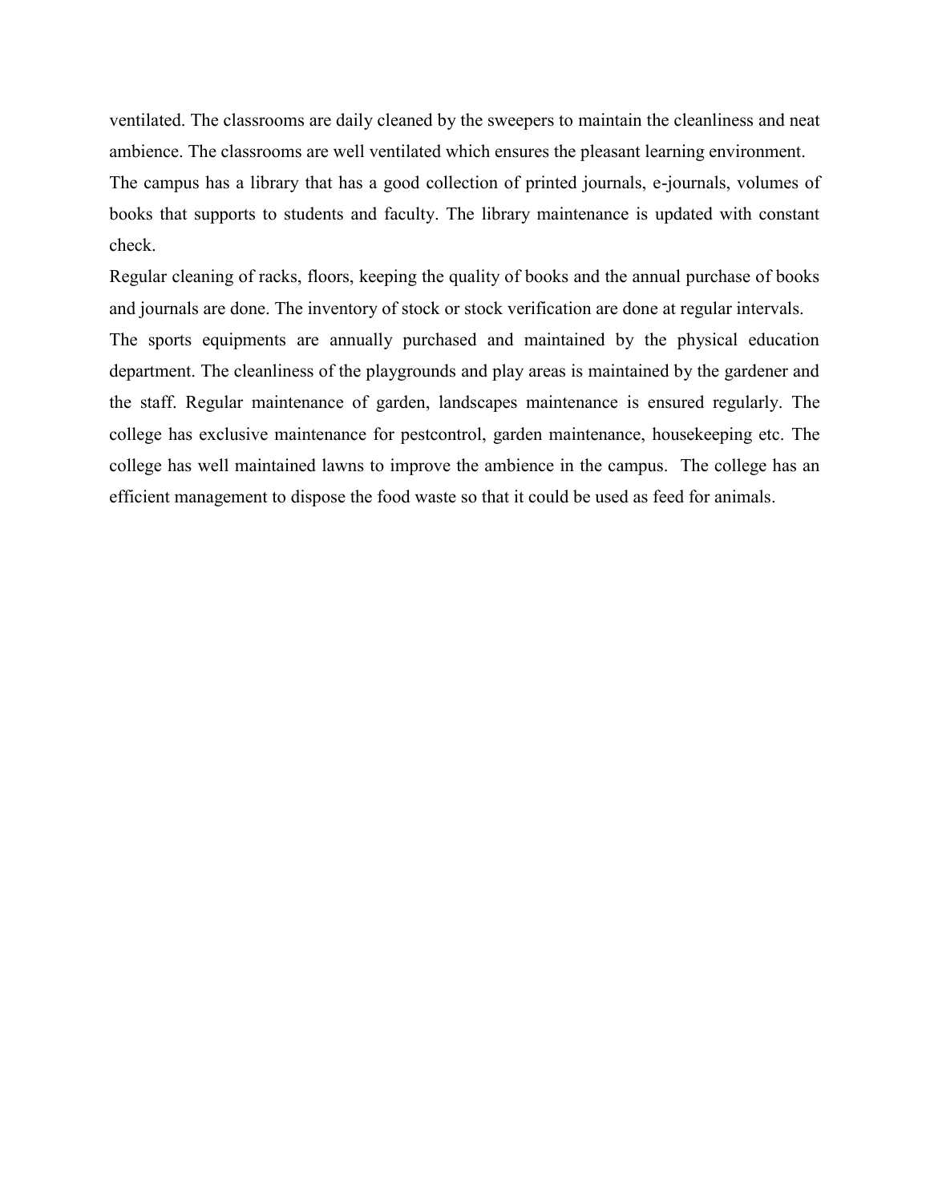ventilated. The classrooms are daily cleaned by the sweepers to maintain the cleanliness and neat ambience. The classrooms are well ventilated which ensures the pleasant learning environment.

The campus has a library that has a good collection of printed journals, e-journals, volumes of books that supports to students and faculty. The library maintenance is updated with constant check.

Regular cleaning of racks, floors, keeping the quality of books and the annual purchase of books and journals are done. The inventory of stock or stock verification are done at regular intervals.

The sports equipments are annually purchased and maintained by the physical education department. The cleanliness of the playgrounds and play areas is maintained by the gardener and the staff. Regular maintenance of garden, landscapes maintenance is ensured regularly. The college has exclusive maintenance for pestcontrol, garden maintenance, housekeeping etc. The college has well maintained lawns to improve the ambience in the campus. The college has an efficient management to dispose the food waste so that it could be used as feed for animals.